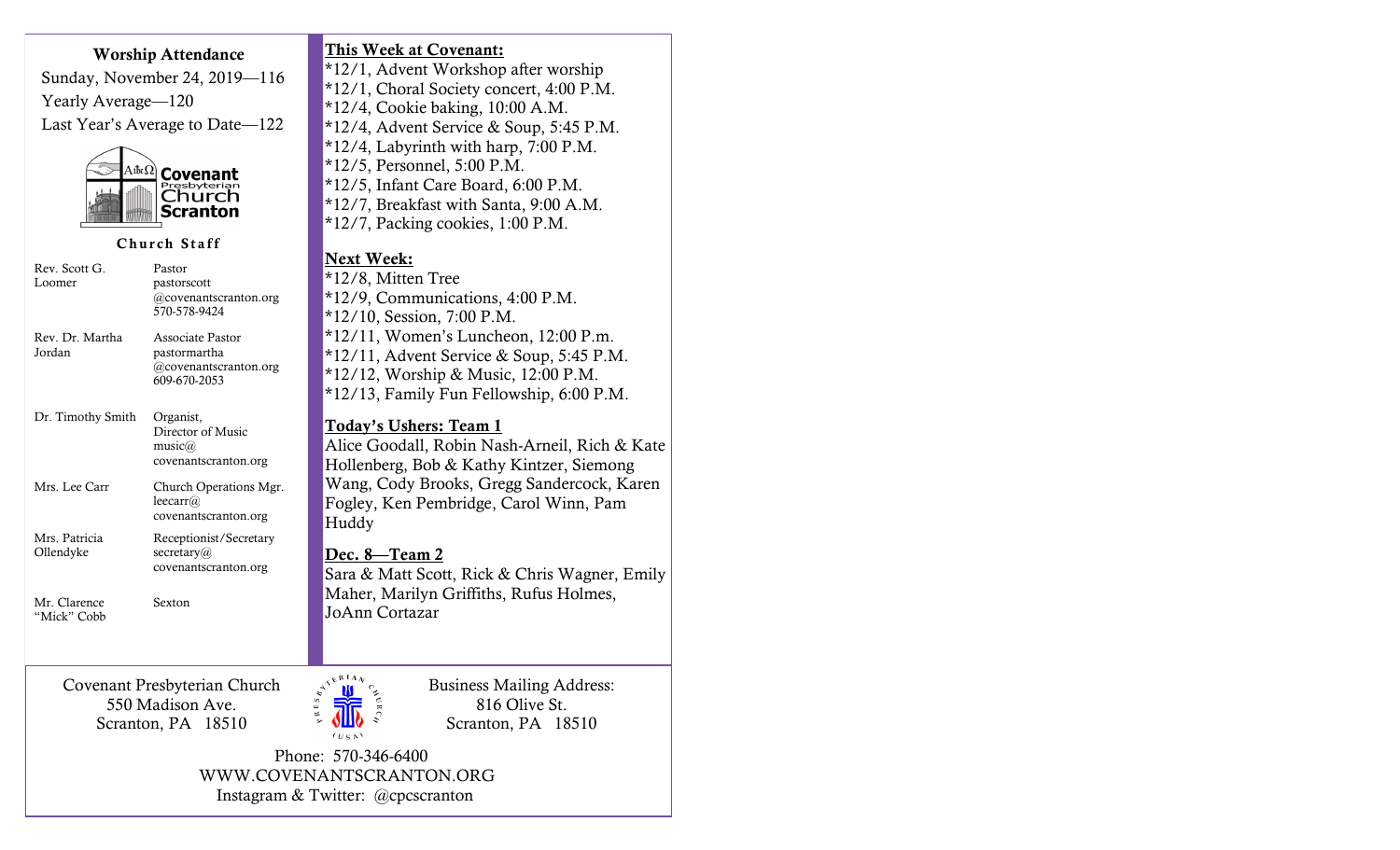**Worship Attendance**

Sunday, November 24, 2019—116

Yearly Average—120

Last Year's Average to Date—122

Covenant Presbyterian Church Scranton

**Church Staff**

| | |
|---|---|
| Rev. Scott G. Loomer | Pastor pastorscott @covenantscranton.org 570-578-9424 |
| Rev. Dr. Martha Jordan | Associate Pastor pastormartha @covenantscranton.org 609-670-2053 |
| Dr. Timothy Smith | Organist, Director of Music music@ covenantscranton.org |
| Mrs. Lee Carr | Church Operations Mgr. leecarr@ covenantscranton.org |
| Mrs. Patricia Ollendyke | Receptionist/Secretary secretary@ covenantscranton.org |
| Mr. Clarence "Mick" Cobb | Sexton |

**This Week at Covenant:**

*12/1, Advent Workshop after worship
*12/1, Choral Society concert, 4:00 P.M.
*12/4, Cookie baking, 10:00 A.M.
*12/4, Advent Service & Soup, 5:45 P.M.
*12/4, Labyrinth with harp, 7:00 P.M.
*12/5, Personnel, 5:00 P.M.
*12/5, Infant Care Board, 6:00 P.M.
*12/7, Breakfast with Santa, 9:00 A.M.
*12/7, Packing cookies, 1:00 P.M.

**Next Week:**

*12/8, Mitten Tree
*12/9, Communications, 4:00 P.M.
*12/10, Session, 7:00 P.M.
*12/11, Women's Luncheon, 12:00 P.m.
*12/11, Advent Service & Soup, 5:45 P.M.
*12/12, Worship & Music, 12:00 P.M.
*12/13, Family Fun Fellowship, 6:00 P.M.

**Today's Ushers: Team 1**

Alice Goodall, Robin Nash-Arneil, Rich & Kate Hollenberg, Bob & Kathy Kintzer, Siemong Wang, Cody Brooks, Gregg Sandercock, Karen Fogley, Ken Pembridge, Carol Winn, Pam Huddy

**Dec. 8—Team 2**

Sara & Matt Scott, Rick & Chris Wagner, Emily Maher, Marilyn Griffiths, Rufus Holmes, JoAnn Cortazar

Covenant Presbyterian Church
550 Madison Ave.
Scranton, PA 18510

Business Mailing Address:
816 Olive St.
Scranton, PA 18510

Phone: 570-346-6400
WWW.COVENANTSCRANTON.ORG
Instagram & Twitter: @cpcscranton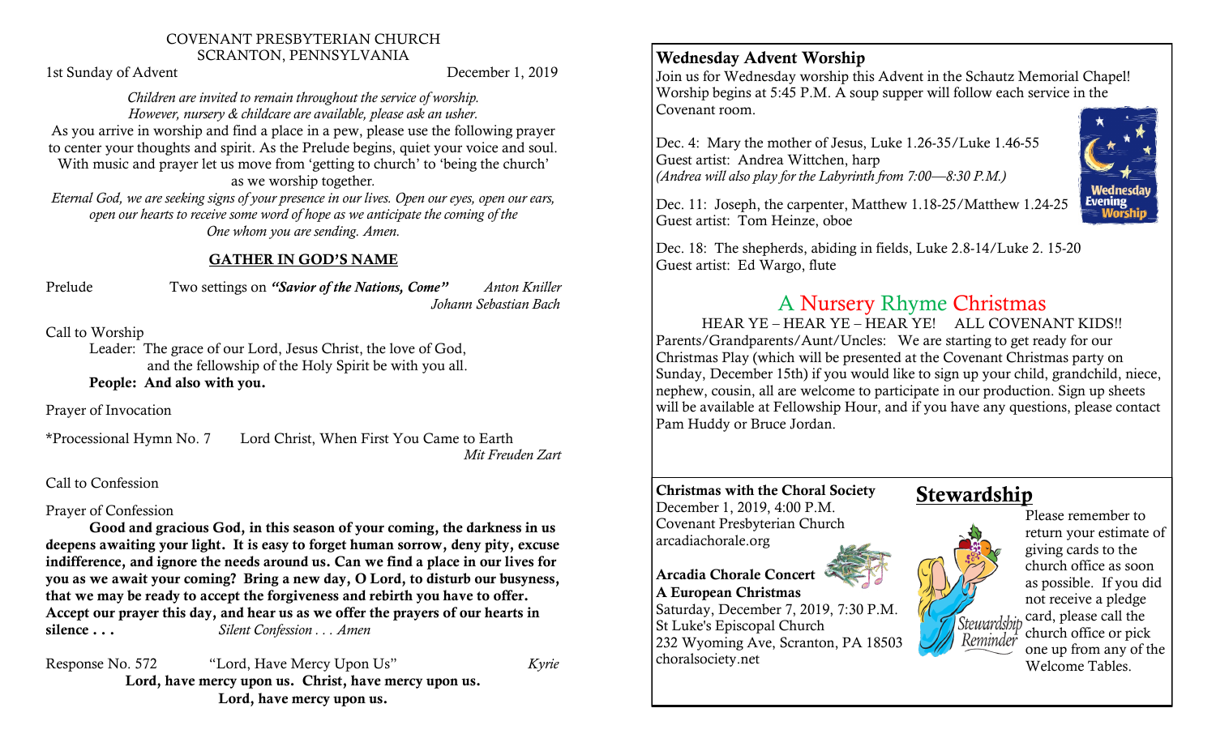COVENANT PRESBYTERIAN CHURCH
SCRANTON, PENNSYLVANIA

1st Sunday of Advent December 1, 2019

*Children are invited to remain throughout the service of worship. However, nursery & childcare are available, please ask an usher.*

As you arrive in worship and find a place in a pew, please use the following prayer to center your thoughts and spirit. As the Prelude begins, quiet your voice and soul. With music and prayer let us move from 'getting to church' to 'being the church' as we worship together.

*Eternal God, we are seeking signs of your presence in our lives. Open our eyes, open our ears, open our hearts to receive some word of hope as we anticipate the coming of the One whom you are sending. Amen.*

## GATHER IN GOD'S NAME

Prelude Two settings on ***"Savior of the Nations, Come"*** *Anton Kniller*
*Johann Sebastian Bach*

Call to Worship

Leader: The grace of our Lord, Jesus Christ, the love of God, and the fellowship of the Holy Spirit be with you all.

**People: And also with you.**

Prayer of Invocation

*Processional Hymn No. 7 Lord Christ, When First You Came to Earth
*Mit Freuden Zart*

Call to Confession

Prayer of Confession

**Good and gracious God, in this season of your coming, the darkness in us deepens awaiting your light. It is easy to forget human sorrow, deny pity, excuse indifference, and ignore the needs around us. Can we find a place in our lives for you as we await your coming? Bring a new day, O Lord, to disturb our busyness, that we may be ready to accept the forgiveness and rebirth you have to offer. Accept our prayer this day, and hear us as we offer the prayers of our hearts in silence . . .** *Silent Confession . . . Amen*

Response No. 572 "Lord, Have Mercy Upon Us" *Kyrie*

**Lord, have mercy upon us. Christ, have mercy upon us.**
**Lord, have mercy upon us.**

### Wednesday Advent Worship

Join us for Wednesday worship this Advent in the Schautz Memorial Chapel! Worship begins at 5:45 P.M. A soup supper will follow each service in the Covenant room.

Dec. 4: Mary the mother of Jesus, Luke 1.26-35/Luke 1.46-55
Guest artist: Andrea Wittchen, harp
*(Andrea will also play for the Labyrinth from 7:00—8:30 P.M.)*

Dec. 11: Joseph, the carpenter, Matthew 1.18-25/Matthew 1.24-25
Guest artist: Tom Heinze, oboe

Dec. 18: The shepherds, abiding in fields, Luke 2.8-14/Luke 2. 15-20
Guest artist: Ed Wargo, flute

## A Nursery Rhyme Christmas

HEAR YE – HEAR YE – HEAR YE! ALL COVENANT KIDS!!

Parents/Grandparents/Aunt/Uncles: We are starting to get ready for our Christmas Play (which will be presented at the Covenant Christmas party on Sunday, December 15th) if you would like to sign up your child, grandchild, niece, nephew, cousin, all are welcome to participate in our production. Sign up sheets will be available at Fellowship Hour, and if you have any questions, please contact Pam Huddy or Bruce Jordan.

**Christmas with the Choral Society**
December 1, 2019, 4:00 P.M.
Covenant Presbyterian Church
arcadiachorale.org

**Arcadia Chorale Concert**
**A European Christmas**
Saturday, December 7, 2019, 7:30 P.M.
St Luke's Episcopal Church
232 Wyoming Ave, Scranton, PA 18503
choralsociety.net

## Stewardship

Please remember to return your estimate of giving cards to the church office as soon as possible. If you did not receive a pledge card, please call the church office or pick one up from any of the Welcome Tables.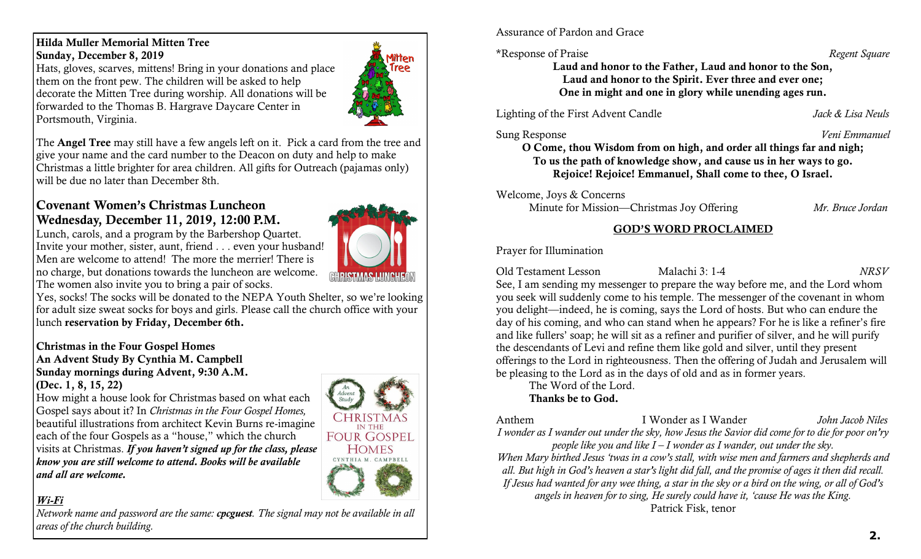**Hilda Muller Memorial Mitten Tree**
**Sunday, December 8, 2019**

Hats, gloves, scarves, mittens! Bring in your donations and place them on the front pew. The children will be asked to help decorate the Mitten Tree during worship. All donations will be forwarded to the Thomas B. Hargrave Daycare Center in Portsmouth, Virginia.

The **Angel Tree** may still have a few angels left on it. Pick a card from the tree and give your name and the card number to the Deacon on duty and help to make Christmas a little brighter for area children. All gifts for Outreach (pajamas only) will be due no later than December 8th.

## Covenant Women's Christmas Luncheon
## Wednesday, December 11, 2019, 12:00 P.M.

Lunch, carols, and a program by the Barbershop Quartet. Invite your mother, sister, aunt, friend . . . even your husband! Men are welcome to attend! The more the merrier! There is no charge, but donations towards the luncheon are welcome. The women also invite you to bring a pair of socks. Yes, socks! The socks will be donated to the NEPA Youth Shelter, so we're looking for adult size sweat socks for boys and girls. Please call the church office with your lunch **reservation by Friday, December 6th.**

**Christmas in the Four Gospel Homes**
**An Advent Study By Cynthia M. Campbell**
**Sunday mornings during Advent, 9:30 A.M.**
**(Dec. 1, 8, 15, 22)**

How might a house look for Christmas based on what each Gospel says about it? In *Christmas in the Four Gospel Homes,* beautiful illustrations from architect Kevin Burns re-imagine each of the four Gospels as a "house," which the church visits at Christmas. ***If you haven't signed up for the class, please know you are still welcome to attend. Books will be available and all are welcome.***

***Wi-Fi***

*Network name and password are the same:* ***cpcguest****. The signal may not be available in all areas of the church building.*

Assurance of Pardon and Grace

*Response of Praise — *Regent Square*

**Laud and honor to the Father, Laud and honor to the Son,**
**Laud and honor to the Spirit. Ever three and ever one;**
**One in might and one in glory while unending ages run.**

Lighting of the First Advent Candle — *Jack & Lisa Neuls*

Sung Response — *Veni Emmanuel*

**O Come, thou Wisdom from on high, and order all things far and nigh;**
**To us the path of knowledge show, and cause us in her ways to go.**
**Rejoice! Rejoice! Emmanuel, Shall come to thee, O Israel.**

Welcome, Joys & Concerns

Minute for Mission—Christmas Joy Offering — *Mr. Bruce Jordan*

## GOD'S WORD PROCLAIMED

Prayer for Illumination

Old Testament Lesson — Malachi 3: 1-4 — *NRSV*

See, I am sending my messenger to prepare the way before me, and the Lord whom you seek will suddenly come to his temple. The messenger of the covenant in whom you delight—indeed, he is coming, says the Lord of hosts. But who can endure the day of his coming, and who can stand when he appears? For he is like a refiner's fire and like fullers' soap; he will sit as a refiner and purifier of silver, and he will purify the descendants of Levi and refine them like gold and silver, until they present offerings to the Lord in righteousness. Then the offering of Judah and Jerusalem will be pleasing to the Lord as in the days of old and as in former years.

The Word of the Lord.
**Thanks be to God.**

Anthem — I Wonder as I Wander — *John Jacob Niles*

*I wonder as I wander out under the sky, how Jesus the Savior did come for to die for poor on'ry people like you and like I – I wonder as I wander, out under the sky.*
*When Mary birthed Jesus 'twas in a cow's stall, with wise men and farmers and shepherds and all. But high in God's heaven a star's light did fall, and the promise of ages it then did recall.*
*If Jesus had wanted for any wee thing, a star in the sky or a bird on the wing, or all of God's angels in heaven for to sing, He surely could have it, 'cause He was the King.*

Patrick Fisk, tenor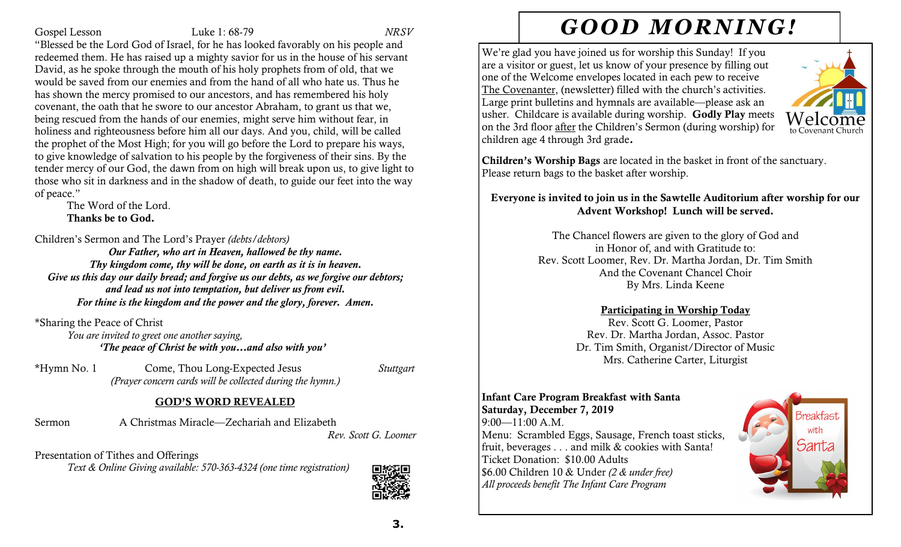Gospel Lesson Luke 1: 68-79 *NRSV*

"Blessed be the Lord God of Israel, for he has looked favorably on his people and redeemed them. He has raised up a mighty savior for us in the house of his servant David, as he spoke through the mouth of his holy prophets from of old, that we would be saved from our enemies and from the hand of all who hate us. Thus he has shown the mercy promised to our ancestors, and has remembered his holy covenant, the oath that he swore to our ancestor Abraham, to grant us that we, being rescued from the hands of our enemies, might serve him without fear, in holiness and righteousness before him all our days. And you, child, will be called the prophet of the Most High; for you will go before the Lord to prepare his ways, to give knowledge of salvation to his people by the forgiveness of their sins. By the tender mercy of our God, the dawn from on high will break upon us, to give light to those who sit in darkness and in the shadow of death, to guide our feet into the way of peace."

The Word of the Lord.
**Thanks be to God.**

Children's Sermon and The Lord's Prayer *(debts/debtors)*

***Our Father, who art in Heaven, hallowed be thy name.***
***Thy kingdom come, thy will be done, on earth as it is in heaven.***
***Give us this day our daily bread; and forgive us our debts, as we forgive our debtors;***
***and lead us not into temptation, but deliver us from evil.***
***For thine is the kingdom and the power and the glory, forever. Amen.***

*Sharing the Peace of Christ
*You are invited to greet one another saying,*
***'The peace of Christ be with you…and also with you'***

*Hymn No. 1 Come, Thou Long-Expected Jesus *Stuttgart*
*(Prayer concern cards will be collected during the hymn.)*

## GOD'S WORD REVEALED

Sermon A Christmas Miracle—Zechariah and Elizabeth
*Rev. Scott G. Loomer*

Presentation of Tithes and Offerings
*Text & Online Giving available: 570-363-4324 (one time registration)*

# GOOD MORNING!

We're glad you have joined us for worship this Sunday! If you are a visitor or guest, let us know of your presence by filling out one of the Welcome envelopes located in each pew to receive The Covenanter, (newsletter) filled with the church's activities. Large print bulletins and hymnals are available—please ask an usher. Childcare is available during worship. **Godly Play** meets on the 3rd floor after the Children's Sermon (during worship) for children age 4 through 3rd grade**.**

Welcome to Covenant Church

**Children's Worship Bags** are located in the basket in front of the sanctuary. Please return bags to the basket after worship.

**Everyone is invited to join us in the Sawtelle Auditorium after worship for our Advent Workshop! Lunch will be served.**

The Chancel flowers are given to the glory of God and in Honor of, and with Gratitude to:
Rev. Scott Loomer, Rev. Dr. Martha Jordan, Dr. Tim Smith
And the Covenant Chancel Choir
By Mrs. Linda Keene

**Participating in Worship Today**
Rev. Scott G. Loomer, Pastor
Rev. Dr. Martha Jordan, Assoc. Pastor
Dr. Tim Smith, Organist/Director of Music
Mrs. Catherine Carter, Liturgist

**Infant Care Program Breakfast with Santa**
**Saturday, December 7, 2019**
9:00—11:00 A.M.
Menu: Scrambled Eggs, Sausage, French toast sticks, fruit, beverages . . . and milk & cookies with Santa!
Ticket Donation: $10.00 Adults
$6.00 Children 10 & Under *(2 & under free)*
*All proceeds benefit The Infant Care Program*

Breakfast with Santa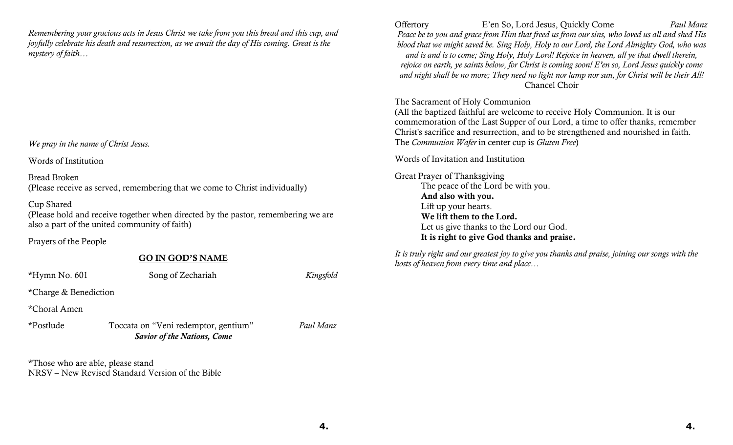*Remembering your gracious acts in Jesus Christ we take from you this bread and this cup, and joyfully celebrate his death and resurrection, as we await the day of His coming. Great is the mystery of faith…*

*We pray in the name of Christ Jesus.*

Words of Institution

Bread Broken
(Please receive as served, remembering that we come to Christ individually)

Cup Shared
(Please hold and receive together when directed by the pastor, remembering we are also a part of the united community of faith)

Prayers of the People

## GO IN GOD'S NAME

*Hymn No. 601 — Song of Zechariah — *Kingsfold*

*Charge & Benediction

*Choral Amen

*Postlude — Toccata on "Veni redemptor, gentium" — *Paul Manz*
***Savior of the Nations, Come***

*Those who are able, please stand
NRSV – New Revised Standard Version of the Bible

Offertory — E'en So, Lord Jesus, Quickly Come — *Paul Manz*

*Peace be to you and grace from Him that freed us from our sins, who loved us all and shed His blood that we might saved be. Sing Holy, Holy to our Lord, the Lord Almighty God, who was and is and is to come; Sing Holy, Holy Lord! Rejoice in heaven, all ye that dwell therein, rejoice on earth, ye saints below, for Christ is coming soon! E'en so, Lord Jesus quickly come and night shall be no more; They need no light nor lamp nor sun, for Christ will be their All!*
Chancel Choir

The Sacrament of Holy Communion
(All the baptized faithful are welcome to receive Holy Communion. It is our commemoration of the Last Supper of our Lord, a time to offer thanks, remember Christ's sacrifice and resurrection, and to be strengthened and nourished in faith. The *Communion Wafer* in center cup is *Gluten Free*)

Words of Invitation and Institution

Great Prayer of Thanksgiving

The peace of the Lord be with you.
**And also with you.**
Lift up your hearts.
**We lift them to the Lord.**
Let us give thanks to the Lord our God.
**It is right to give God thanks and praise.**

*It is truly right and our greatest joy to give you thanks and praise, joining our songs with the hosts of heaven from every time and place…*